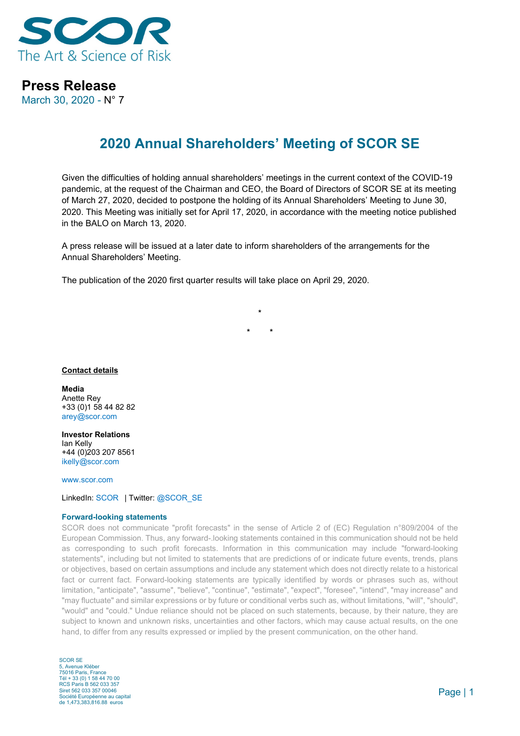SCOR
The Art & Science of Risk

**Press Release**
March 30, 2020 - N° 7

# 2020 Annual Shareholders' Meeting of SCOR SE

Given the difficulties of holding annual shareholders' meetings in the current context of the COVID-19 pandemic, at the request of the Chairman and CEO, the Board of Directors of SCOR SE at its meeting of March 27, 2020, decided to postpone the holding of its Annual Shareholders' Meeting to June 30, 2020. This Meeting was initially set for April 17, 2020, in accordance with the meeting notice published in the BALO on March 13, 2020.

A press release will be issued at a later date to inform shareholders of the arrangements for the Annual Shareholders' Meeting.

The publication of the 2020 first quarter results will take place on April 29, 2020.

\*

\*  \*

**Contact details**

**Media**
Anette Rey
+33 (0)1 58 44 82 82
arey@scor.com

**Investor Relations**
Ian Kelly
+44 (0)203 207 8561
ikelly@scor.com

www.scor.com

LinkedIn: SCOR | Twitter: @SCOR_SE

**Forward-looking statements**

SCOR does not communicate "profit forecasts" in the sense of Article 2 of (EC) Regulation n°809/2004 of the European Commission. Thus, any forward-.looking statements contained in this communication should not be held as corresponding to such profit forecasts. Information in this communication may include "forward-looking statements", including but not limited to statements that are predictions of or indicate future events, trends, plans or objectives, based on certain assumptions and include any statement which does not directly relate to a historical fact or current fact. Forward-looking statements are typically identified by words or phrases such as, without limitation, "anticipate", "assume", "believe", "continue", "estimate", "expect", "foresee", "intend", "may increase" and "may fluctuate" and similar expressions or by future or conditional verbs such as, without limitations, "will", "should", "would" and "could." Undue reliance should not be placed on such statements, because, by their nature, they are subject to known and unknown risks, uncertainties and other factors, which may cause actual results, on the one hand, to differ from any results expressed or implied by the present communication, on the other hand.

SCOR SE
5, Avenue Kléber
75016 Paris, France
Tél + 33 (0) 1 58 44 70 00
RCS Paris B 562 033 357
Siret 562 033 357 00046
Société Européenne au capital
de 1,473,383,816.88 euros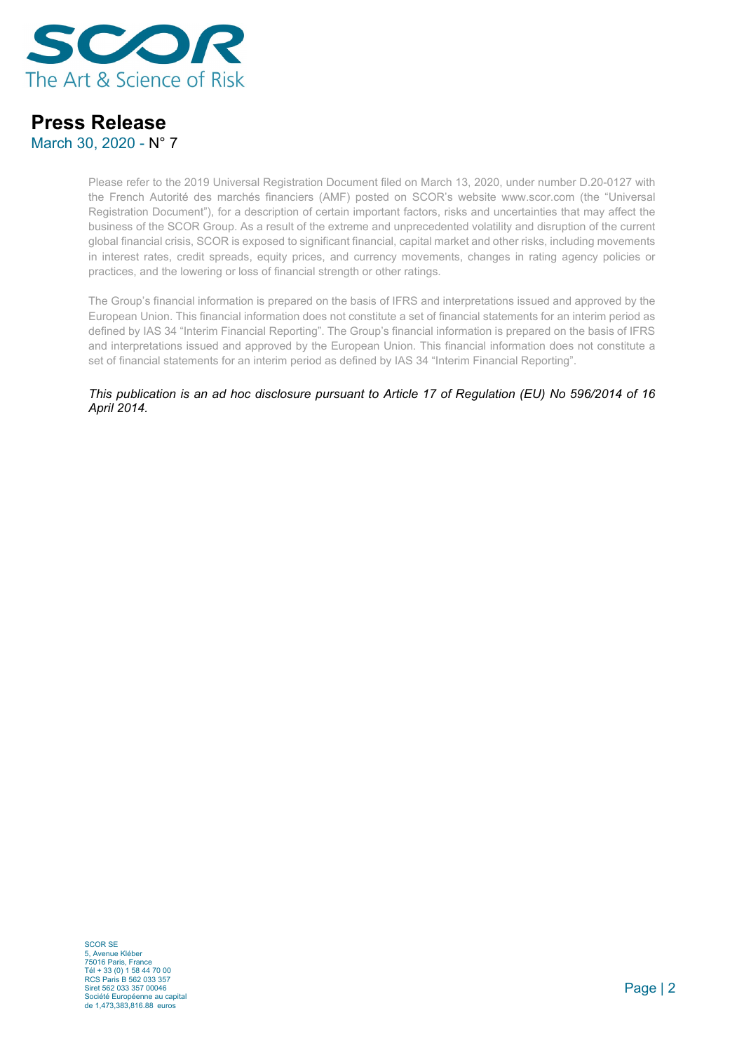Please refer to the 2019 Universal Registration Document filed on March 13, 2020, under number D.20-0127 with the French Autorité des marchés financiers (AMF) posted on SCOR's website www.scor.com (the "Universal Registration Document"), for a description of certain important factors, risks and uncertainties that may affect the business of the SCOR Group. As a result of the extreme and unprecedented volatility and disruption of the current global financial crisis, SCOR is exposed to significant financial, capital market and other risks, including movements in interest rates, credit spreads, equity prices, and currency movements, changes in rating agency policies or practices, and the lowering or loss of financial strength or other ratings.

The Group's financial information is prepared on the basis of IFRS and interpretations issued and approved by the European Union. This financial information does not constitute a set of financial statements for an interim period as defined by IAS 34 "Interim Financial Reporting". The Group's financial information is prepared on the basis of IFRS and interpretations issued and approved by the European Union. This financial information does not constitute a set of financial statements for an interim period as defined by IAS 34 "Interim Financial Reporting".

*This publication is an ad hoc disclosure pursuant to Article 17 of Regulation (EU) No 596/2014 of 16 April 2014.*

SCOR SE
5, Avenue Kléber
75016 Paris, France
Tél + 33 (0) 1 58 44 70 00
RCS Paris B 562 033 357
Siret 562 033 357 00046
Société Européenne au capital
de 1,473,383,816.88 euros